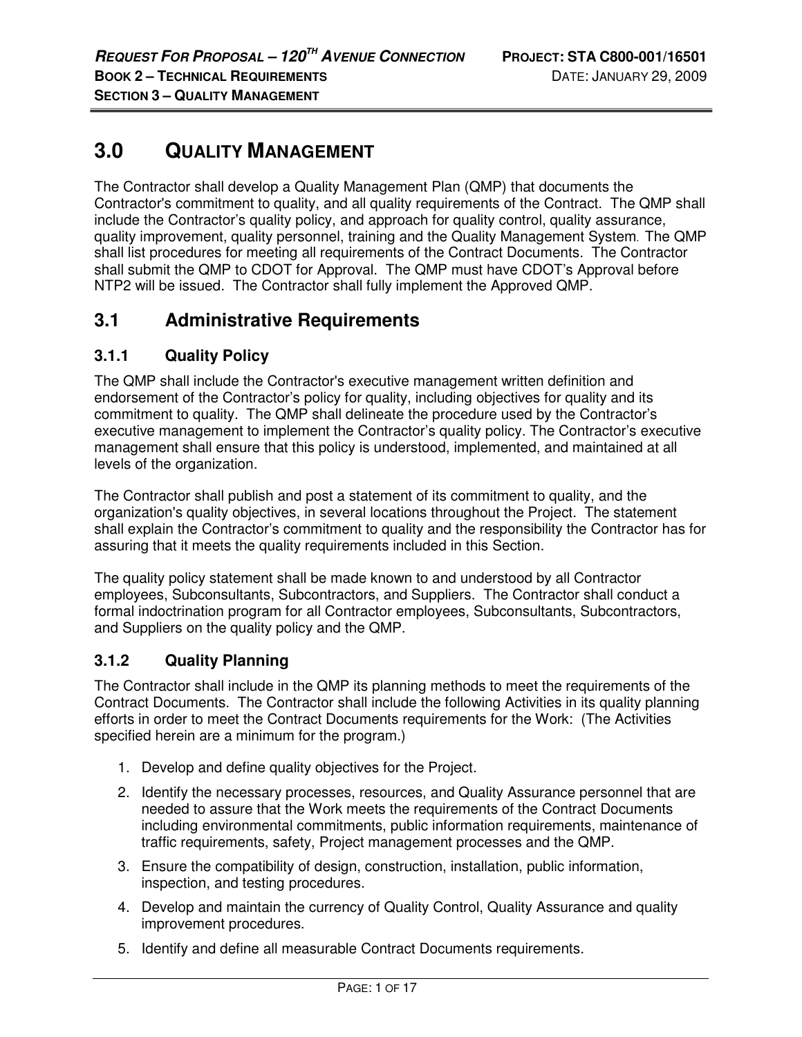# 3.0 QUALITY MANAGEMENT

The Contractor shall develop a Quality Management Plan (QMP) that documents the Contractor's commitment to quality, and all quality requirements of the Contract. The QMP shall include the Contractor's quality policy, and approach for quality control, quality assurance, quality improvement, quality personnel, training and the Quality Management System. The QMP shall list procedures for meeting all requirements of the Contract Documents. The Contractor shall submit the QMP to CDOT for Approval. The QMP must have CDOT's Approval before NTP2 will be issued. The Contractor shall fully implement the Approved QMP.

## 3.1 Administrative Requirements

### 3.1.1 Quality Policy

The QMP shall include the Contractor's executive management written definition and endorsement of the Contractor's policy for quality, including objectives for quality and its commitment to quality. The QMP shall delineate the procedure used by the Contractor's executive management to implement the Contractor's quality policy. The Contractor's executive management shall ensure that this policy is understood, implemented, and maintained at all levels of the organization.

The Contractor shall publish and post a statement of its commitment to quality, and the organization's quality objectives, in several locations throughout the Project. The statement shall explain the Contractor's commitment to quality and the responsibility the Contractor has for assuring that it meets the quality requirements included in this Section.

The quality policy statement shall be made known to and understood by all Contractor employees, Subconsultants, Subcontractors, and Suppliers. The Contractor shall conduct a formal indoctrination program for all Contractor employees, Subconsultants, Subcontractors, and Suppliers on the quality policy and the QMP.

### 3.1.2 Quality Planning

The Contractor shall include in the QMP its planning methods to meet the requirements of the Contract Documents. The Contractor shall include the following Activities in its quality planning efforts in order to meet the Contract Documents requirements for the Work: (The Activities specified herein are a minimum for the program.)

1. Develop and define quality objectives for the Project.
2. Identify the necessary processes, resources, and Quality Assurance personnel that are needed to assure that the Work meets the requirements of the Contract Documents including environmental commitments, public information requirements, maintenance of traffic requirements, safety, Project management processes and the QMP.
3. Ensure the compatibility of design, construction, installation, public information, inspection, and testing procedures.
4. Develop and maintain the currency of Quality Control, Quality Assurance and quality improvement procedures.
5. Identify and define all measurable Contract Documents requirements.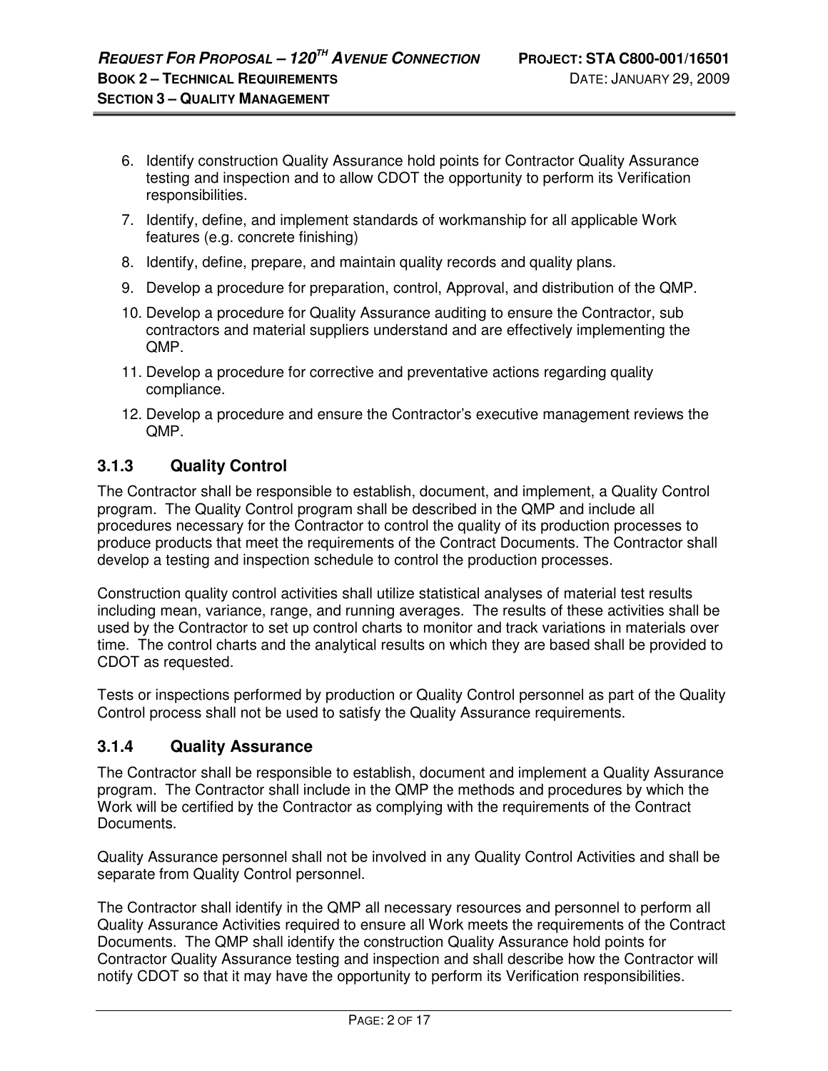6. Identify construction Quality Assurance hold points for Contractor Quality Assurance testing and inspection and to allow CDOT the opportunity to perform its Verification responsibilities.
7. Identify, define, and implement standards of workmanship for all applicable Work features (e.g. concrete finishing)
8. Identify, define, prepare, and maintain quality records and quality plans.
9. Develop a procedure for preparation, control, Approval, and distribution of the QMP.
10. Develop a procedure for Quality Assurance auditing to ensure the Contractor, sub contractors and material suppliers understand and are effectively implementing the QMP.
11. Develop a procedure for corrective and preventative actions regarding quality compliance.
12. Develop a procedure and ensure the Contractor's executive management reviews the QMP.

### 3.1.3 Quality Control

The Contractor shall be responsible to establish, document, and implement, a Quality Control program. The Quality Control program shall be described in the QMP and include all procedures necessary for the Contractor to control the quality of its production processes to produce products that meet the requirements of the Contract Documents. The Contractor shall develop a testing and inspection schedule to control the production processes.

Construction quality control activities shall utilize statistical analyses of material test results including mean, variance, range, and running averages. The results of these activities shall be used by the Contractor to set up control charts to monitor and track variations in materials over time. The control charts and the analytical results on which they are based shall be provided to CDOT as requested.

Tests or inspections performed by production or Quality Control personnel as part of the Quality Control process shall not be used to satisfy the Quality Assurance requirements.

### 3.1.4 Quality Assurance

The Contractor shall be responsible to establish, document and implement a Quality Assurance program. The Contractor shall include in the QMP the methods and procedures by which the Work will be certified by the Contractor as complying with the requirements of the Contract Documents.

Quality Assurance personnel shall not be involved in any Quality Control Activities and shall be separate from Quality Control personnel.

The Contractor shall identify in the QMP all necessary resources and personnel to perform all Quality Assurance Activities required to ensure all Work meets the requirements of the Contract Documents. The QMP shall identify the construction Quality Assurance hold points for Contractor Quality Assurance testing and inspection and shall describe how the Contractor will notify CDOT so that it may have the opportunity to perform its Verification responsibilities.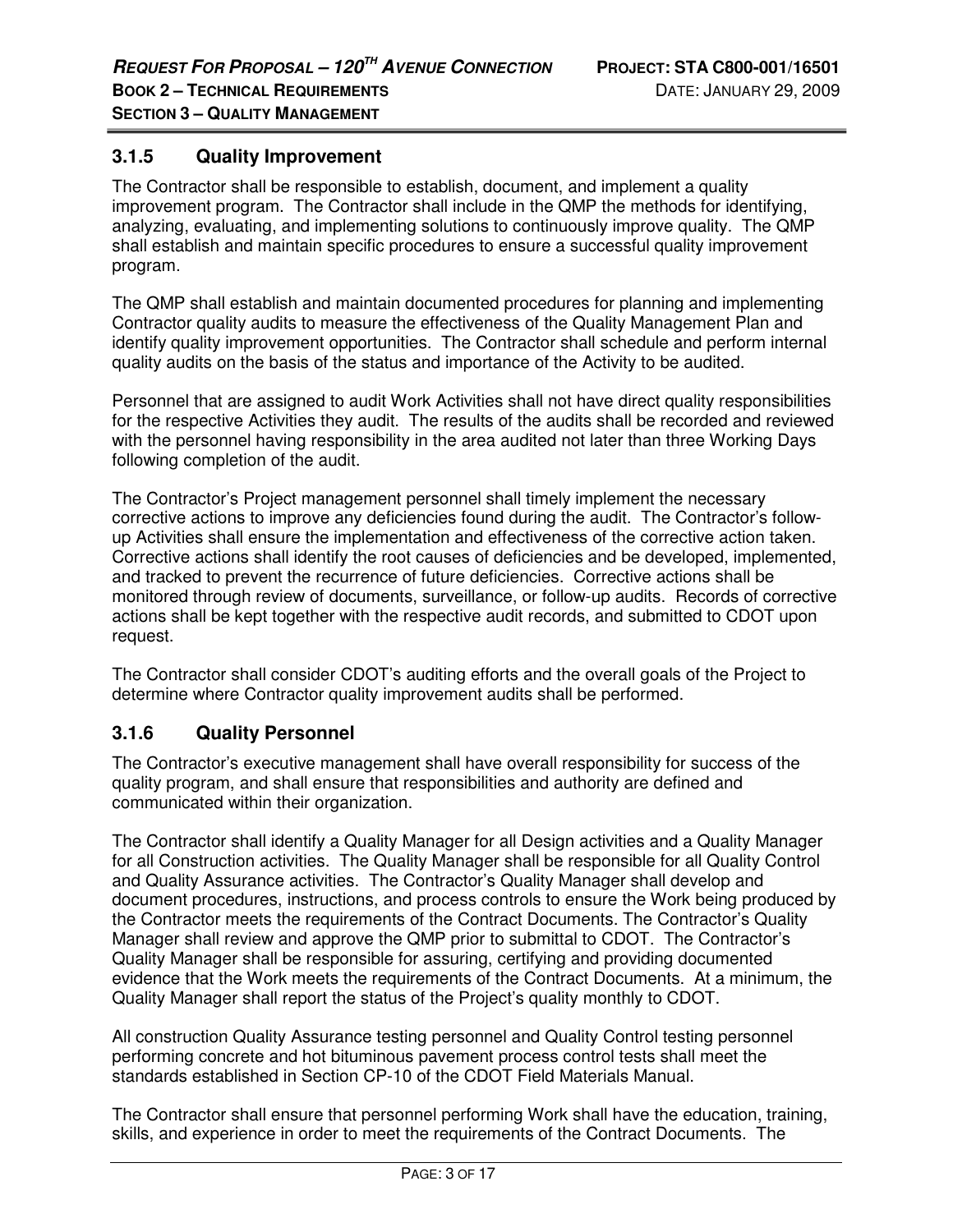### 3.1.5 Quality Improvement

The Contractor shall be responsible to establish, document, and implement a quality improvement program. The Contractor shall include in the QMP the methods for identifying, analyzing, evaluating, and implementing solutions to continuously improve quality. The QMP shall establish and maintain specific procedures to ensure a successful quality improvement program.

The QMP shall establish and maintain documented procedures for planning and implementing Contractor quality audits to measure the effectiveness of the Quality Management Plan and identify quality improvement opportunities. The Contractor shall schedule and perform internal quality audits on the basis of the status and importance of the Activity to be audited.

Personnel that are assigned to audit Work Activities shall not have direct quality responsibilities for the respective Activities they audit. The results of the audits shall be recorded and reviewed with the personnel having responsibility in the area audited not later than three Working Days following completion of the audit.

The Contractor's Project management personnel shall timely implement the necessary corrective actions to improve any deficiencies found during the audit. The Contractor's follow-up Activities shall ensure the implementation and effectiveness of the corrective action taken. Corrective actions shall identify the root causes of deficiencies and be developed, implemented, and tracked to prevent the recurrence of future deficiencies. Corrective actions shall be monitored through review of documents, surveillance, or follow-up audits. Records of corrective actions shall be kept together with the respective audit records, and submitted to CDOT upon request.

The Contractor shall consider CDOT's auditing efforts and the overall goals of the Project to determine where Contractor quality improvement audits shall be performed.

### 3.1.6 Quality Personnel

The Contractor's executive management shall have overall responsibility for success of the quality program, and shall ensure that responsibilities and authority are defined and communicated within their organization.

The Contractor shall identify a Quality Manager for all Design activities and a Quality Manager for all Construction activities. The Quality Manager shall be responsible for all Quality Control and Quality Assurance activities. The Contractor's Quality Manager shall develop and document procedures, instructions, and process controls to ensure the Work being produced by the Contractor meets the requirements of the Contract Documents. The Contractor's Quality Manager shall review and approve the QMP prior to submittal to CDOT. The Contractor's Quality Manager shall be responsible for assuring, certifying and providing documented evidence that the Work meets the requirements of the Contract Documents. At a minimum, the Quality Manager shall report the status of the Project's quality monthly to CDOT.

All construction Quality Assurance testing personnel and Quality Control testing personnel performing concrete and hot bituminous pavement process control tests shall meet the standards established in Section CP-10 of the CDOT Field Materials Manual.

The Contractor shall ensure that personnel performing Work shall have the education, training, skills, and experience in order to meet the requirements of the Contract Documents. The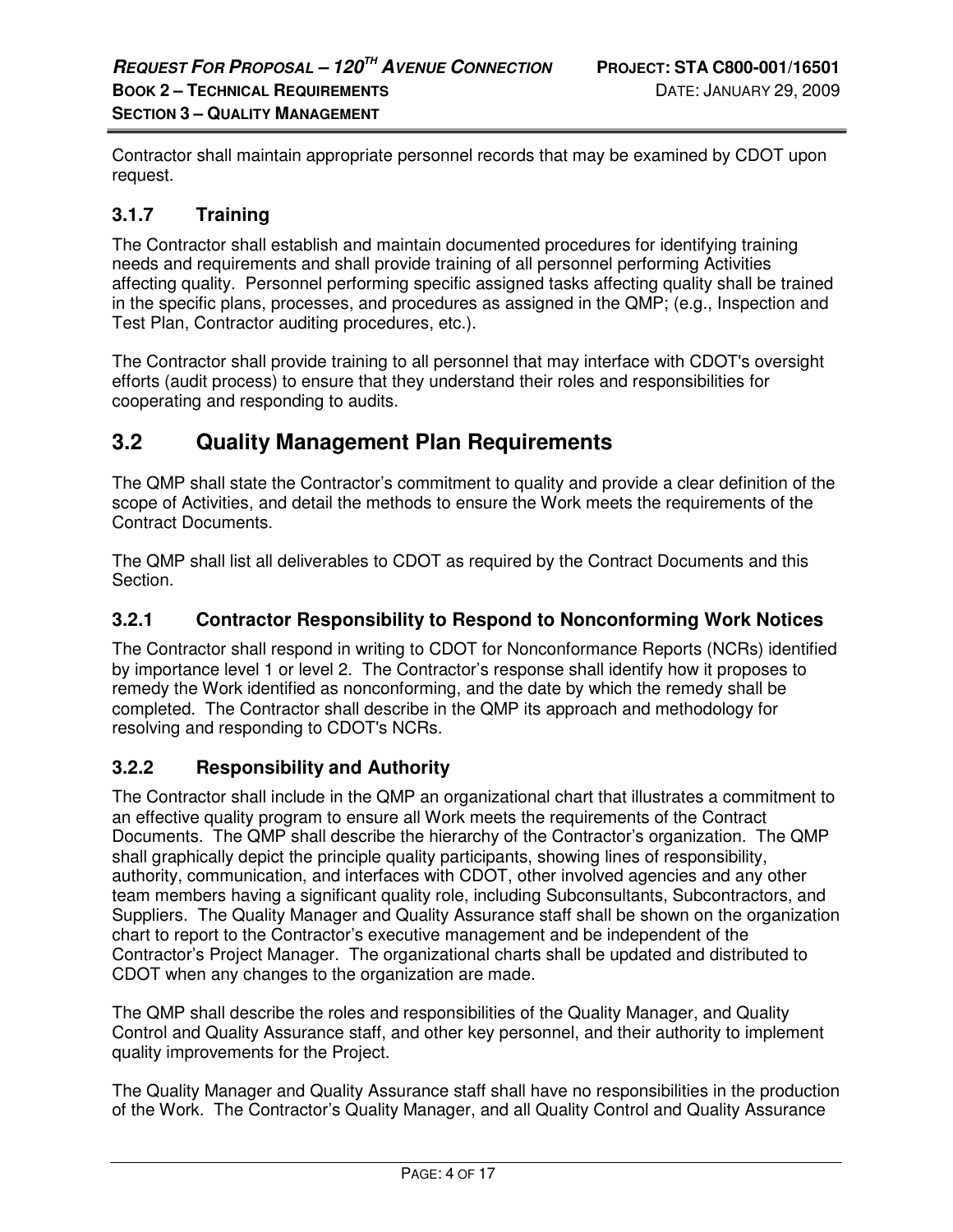Contractor shall maintain appropriate personnel records that may be examined by CDOT upon request.

### 3.1.7 Training

The Contractor shall establish and maintain documented procedures for identifying training needs and requirements and shall provide training of all personnel performing Activities affecting quality. Personnel performing specific assigned tasks affecting quality shall be trained in the specific plans, processes, and procedures as assigned in the QMP; (e.g., Inspection and Test Plan, Contractor auditing procedures, etc.).

The Contractor shall provide training to all personnel that may interface with CDOT's oversight efforts (audit process) to ensure that they understand their roles and responsibilities for cooperating and responding to audits.

## 3.2 Quality Management Plan Requirements

The QMP shall state the Contractor's commitment to quality and provide a clear definition of the scope of Activities, and detail the methods to ensure the Work meets the requirements of the Contract Documents.

The QMP shall list all deliverables to CDOT as required by the Contract Documents and this Section.

### 3.2.1 Contractor Responsibility to Respond to Nonconforming Work Notices

The Contractor shall respond in writing to CDOT for Nonconformance Reports (NCRs) identified by importance level 1 or level 2. The Contractor's response shall identify how it proposes to remedy the Work identified as nonconforming, and the date by which the remedy shall be completed. The Contractor shall describe in the QMP its approach and methodology for resolving and responding to CDOT's NCRs.

### 3.2.2 Responsibility and Authority

The Contractor shall include in the QMP an organizational chart that illustrates a commitment to an effective quality program to ensure all Work meets the requirements of the Contract Documents. The QMP shall describe the hierarchy of the Contractor's organization. The QMP shall graphically depict the principle quality participants, showing lines of responsibility, authority, communication, and interfaces with CDOT, other involved agencies and any other team members having a significant quality role, including Subconsultants, Subcontractors, and Suppliers. The Quality Manager and Quality Assurance staff shall be shown on the organization chart to report to the Contractor's executive management and be independent of the Contractor's Project Manager. The organizational charts shall be updated and distributed to CDOT when any changes to the organization are made.

The QMP shall describe the roles and responsibilities of the Quality Manager, and Quality Control and Quality Assurance staff, and other key personnel, and their authority to implement quality improvements for the Project.

The Quality Manager and Quality Assurance staff shall have no responsibilities in the production of the Work. The Contractor's Quality Manager, and all Quality Control and Quality Assurance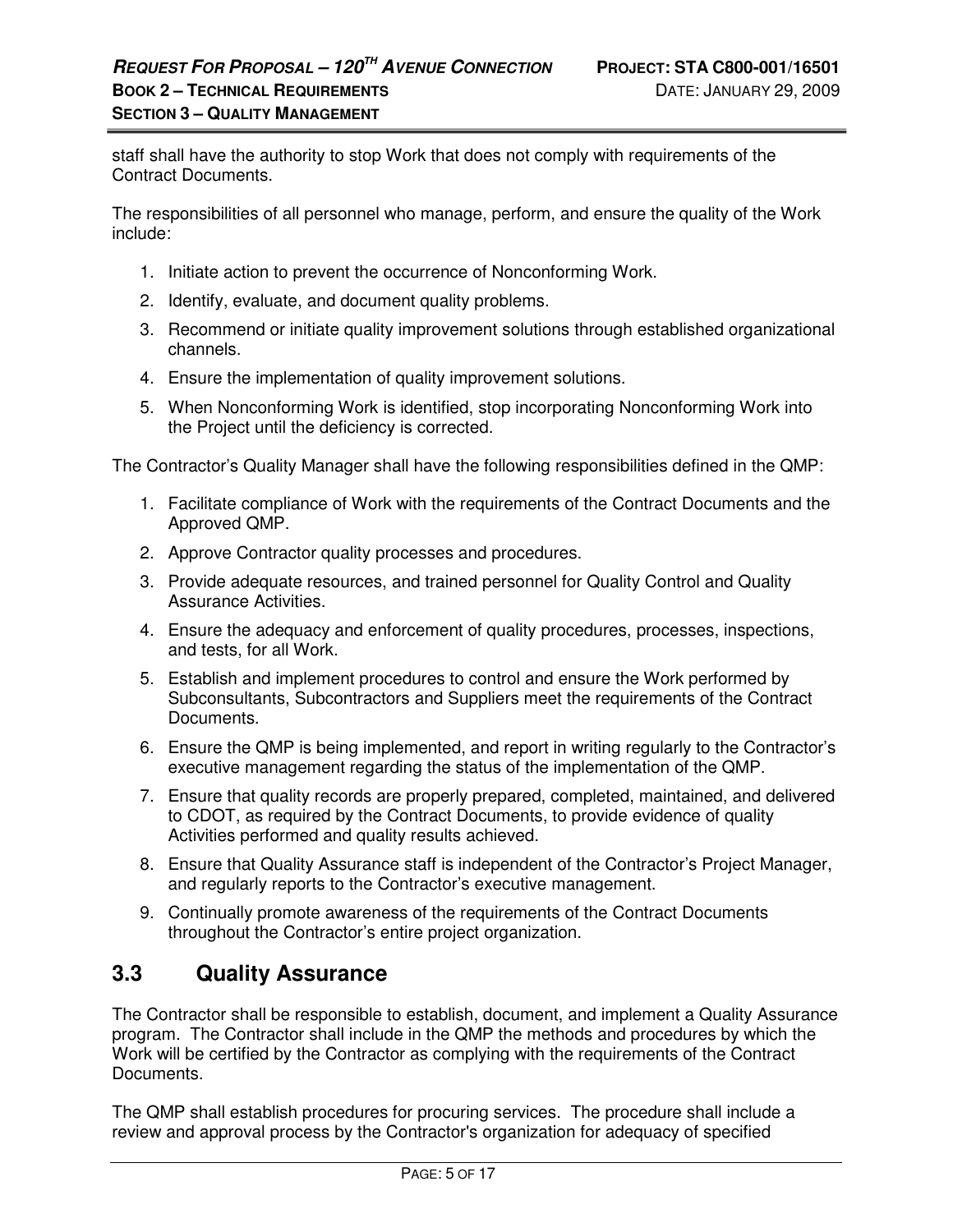staff shall have the authority to stop Work that does not comply with requirements of the Contract Documents.

The responsibilities of all personnel who manage, perform, and ensure the quality of the Work include:

1. Initiate action to prevent the occurrence of Nonconforming Work.
2. Identify, evaluate, and document quality problems.
3. Recommend or initiate quality improvement solutions through established organizational channels.
4. Ensure the implementation of quality improvement solutions.
5. When Nonconforming Work is identified, stop incorporating Nonconforming Work into the Project until the deficiency is corrected.

The Contractor's Quality Manager shall have the following responsibilities defined in the QMP:

1. Facilitate compliance of Work with the requirements of the Contract Documents and the Approved QMP.
2. Approve Contractor quality processes and procedures.
3. Provide adequate resources, and trained personnel for Quality Control and Quality Assurance Activities.
4. Ensure the adequacy and enforcement of quality procedures, processes, inspections, and tests, for all Work.
5. Establish and implement procedures to control and ensure the Work performed by Subconsultants, Subcontractors and Suppliers meet the requirements of the Contract Documents.
6. Ensure the QMP is being implemented, and report in writing regularly to the Contractor's executive management regarding the status of the implementation of the QMP.
7. Ensure that quality records are properly prepared, completed, maintained, and delivered to CDOT, as required by the Contract Documents, to provide evidence of quality Activities performed and quality results achieved.
8. Ensure that Quality Assurance staff is independent of the Contractor's Project Manager, and regularly reports to the Contractor's executive management.
9. Continually promote awareness of the requirements of the Contract Documents throughout the Contractor's entire project organization.

## 3.3 Quality Assurance

The Contractor shall be responsible to establish, document, and implement a Quality Assurance program. The Contractor shall include in the QMP the methods and procedures by which the Work will be certified by the Contractor as complying with the requirements of the Contract Documents.

The QMP shall establish procedures for procuring services. The procedure shall include a review and approval process by the Contractor's organization for adequacy of specified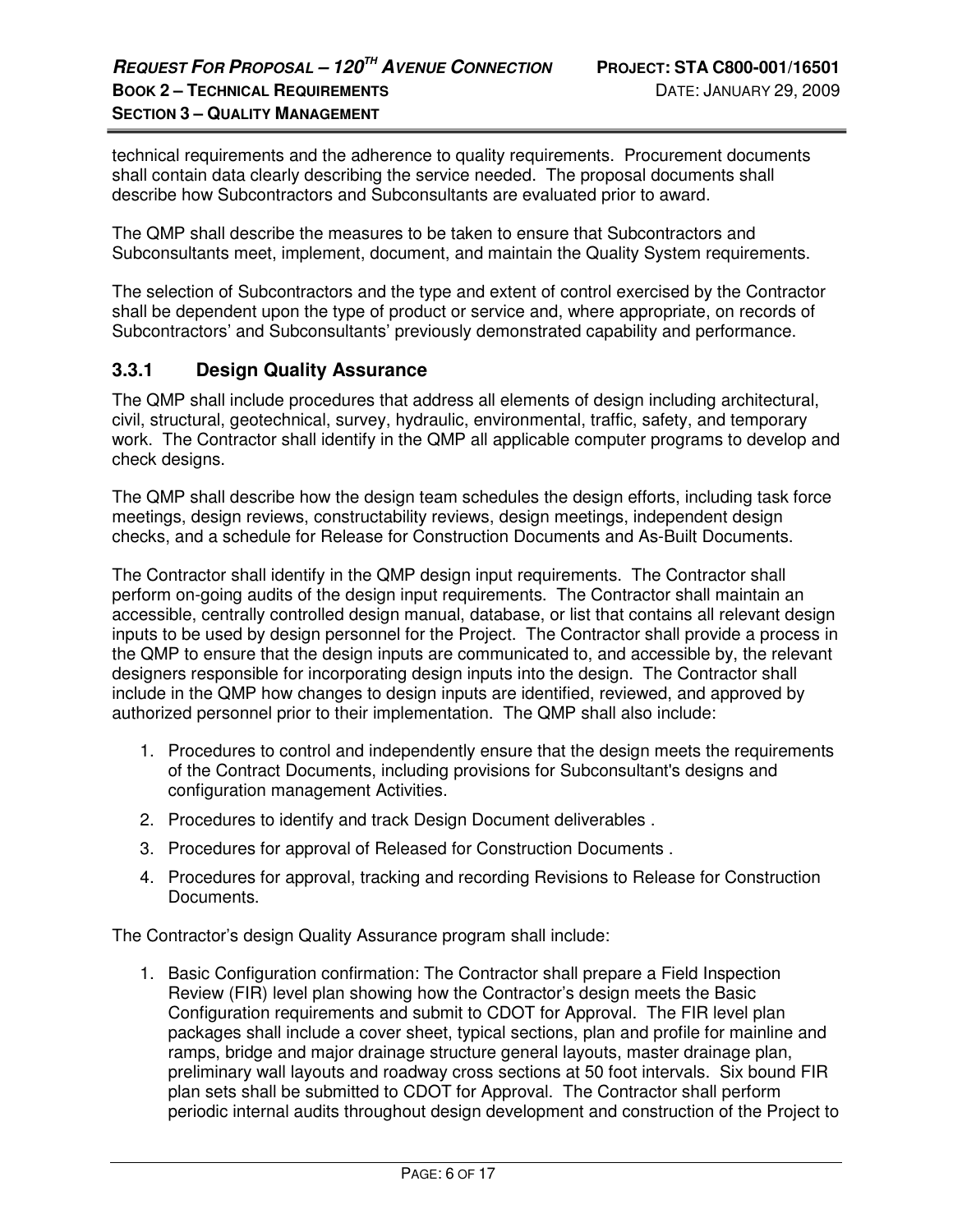technical requirements and the adherence to quality requirements. Procurement documents shall contain data clearly describing the service needed. The proposal documents shall describe how Subcontractors and Subconsultants are evaluated prior to award.

The QMP shall describe the measures to be taken to ensure that Subcontractors and Subconsultants meet, implement, document, and maintain the Quality System requirements.

The selection of Subcontractors and the type and extent of control exercised by the Contractor shall be dependent upon the type of product or service and, where appropriate, on records of Subcontractors' and Subconsultants' previously demonstrated capability and performance.

### 3.3.1 Design Quality Assurance

The QMP shall include procedures that address all elements of design including architectural, civil, structural, geotechnical, survey, hydraulic, environmental, traffic, safety, and temporary work. The Contractor shall identify in the QMP all applicable computer programs to develop and check designs.

The QMP shall describe how the design team schedules the design efforts, including task force meetings, design reviews, constructability reviews, design meetings, independent design checks, and a schedule for Release for Construction Documents and As-Built Documents.

The Contractor shall identify in the QMP design input requirements. The Contractor shall perform on-going audits of the design input requirements. The Contractor shall maintain an accessible, centrally controlled design manual, database, or list that contains all relevant design inputs to be used by design personnel for the Project. The Contractor shall provide a process in the QMP to ensure that the design inputs are communicated to, and accessible by, the relevant designers responsible for incorporating design inputs into the design. The Contractor shall include in the QMP how changes to design inputs are identified, reviewed, and approved by authorized personnel prior to their implementation. The QMP shall also include:

1. Procedures to control and independently ensure that the design meets the requirements of the Contract Documents, including provisions for Subconsultant's designs and configuration management Activities.
2. Procedures to identify and track Design Document deliverables .
3. Procedures for approval of Released for Construction Documents .
4. Procedures for approval, tracking and recording Revisions to Release for Construction Documents.

The Contractor's design Quality Assurance program shall include:

1. Basic Configuration confirmation: The Contractor shall prepare a Field Inspection Review (FIR) level plan showing how the Contractor's design meets the Basic Configuration requirements and submit to CDOT for Approval. The FIR level plan packages shall include a cover sheet, typical sections, plan and profile for mainline and ramps, bridge and major drainage structure general layouts, master drainage plan, preliminary wall layouts and roadway cross sections at 50 foot intervals. Six bound FIR plan sets shall be submitted to CDOT for Approval. The Contractor shall perform periodic internal audits throughout design development and construction of the Project to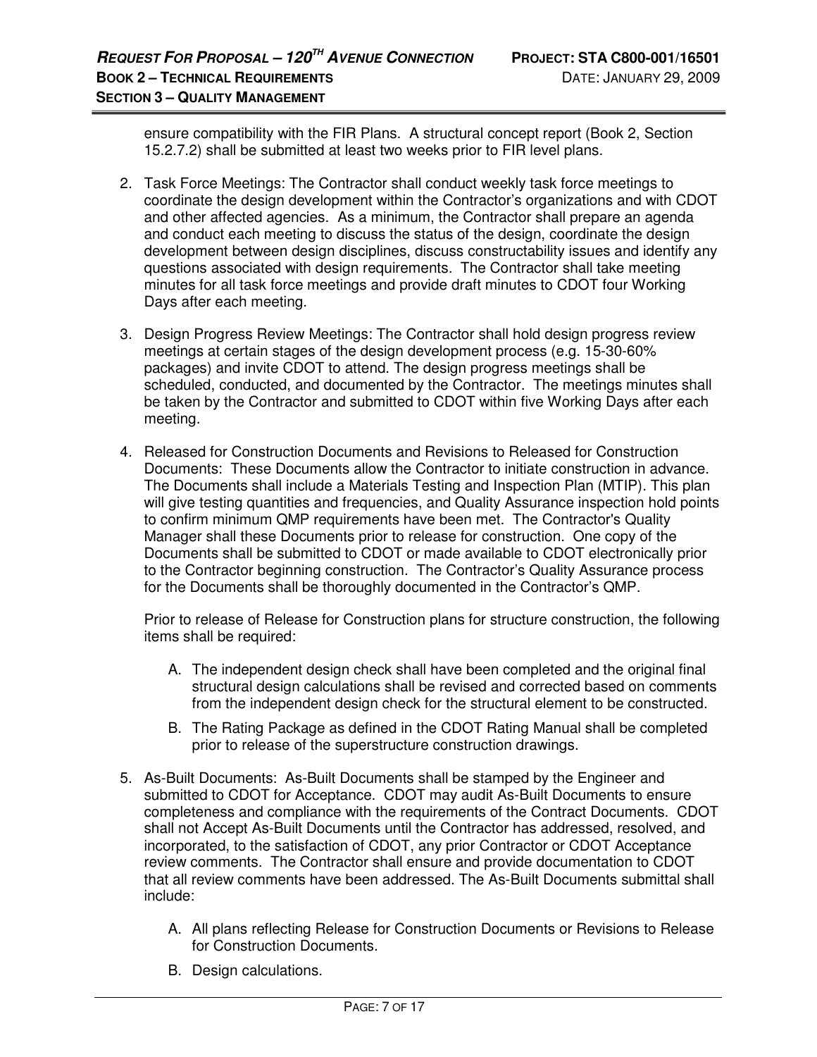ensure compatibility with the FIR Plans. A structural concept report (Book 2, Section 15.2.7.2) shall be submitted at least two weeks prior to FIR level plans.

2. Task Force Meetings: The Contractor shall conduct weekly task force meetings to coordinate the design development within the Contractor's organizations and with CDOT and other affected agencies. As a minimum, the Contractor shall prepare an agenda and conduct each meeting to discuss the status of the design, coordinate the design development between design disciplines, discuss constructability issues and identify any questions associated with design requirements. The Contractor shall take meeting minutes for all task force meetings and provide draft minutes to CDOT four Working Days after each meeting.

3. Design Progress Review Meetings: The Contractor shall hold design progress review meetings at certain stages of the design development process (e.g. 15-30-60% packages) and invite CDOT to attend. The design progress meetings shall be scheduled, conducted, and documented by the Contractor. The meetings minutes shall be taken by the Contractor and submitted to CDOT within five Working Days after each meeting.

4. Released for Construction Documents and Revisions to Released for Construction Documents: These Documents allow the Contractor to initiate construction in advance. The Documents shall include a Materials Testing and Inspection Plan (MTIP). This plan will give testing quantities and frequencies, and Quality Assurance inspection hold points to confirm minimum QMP requirements have been met. The Contractor's Quality Manager shall these Documents prior to release for construction. One copy of the Documents shall be submitted to CDOT or made available to CDOT electronically prior to the Contractor beginning construction. The Contractor's Quality Assurance process for the Documents shall be thoroughly documented in the Contractor's QMP.

   Prior to release of Release for Construction plans for structure construction, the following items shall be required:

   A. The independent design check shall have been completed and the original final structural design calculations shall be revised and corrected based on comments from the independent design check for the structural element to be constructed.

   B. The Rating Package as defined in the CDOT Rating Manual shall be completed prior to release of the superstructure construction drawings.

5. As-Built Documents: As-Built Documents shall be stamped by the Engineer and submitted to CDOT for Acceptance. CDOT may audit As-Built Documents to ensure completeness and compliance with the requirements of the Contract Documents. CDOT shall not Accept As-Built Documents until the Contractor has addressed, resolved, and incorporated, to the satisfaction of CDOT, any prior Contractor or CDOT Acceptance review comments. The Contractor shall ensure and provide documentation to CDOT that all review comments have been addressed. The As-Built Documents submittal shall include:

   A. All plans reflecting Release for Construction Documents or Revisions to Release for Construction Documents.

   B. Design calculations.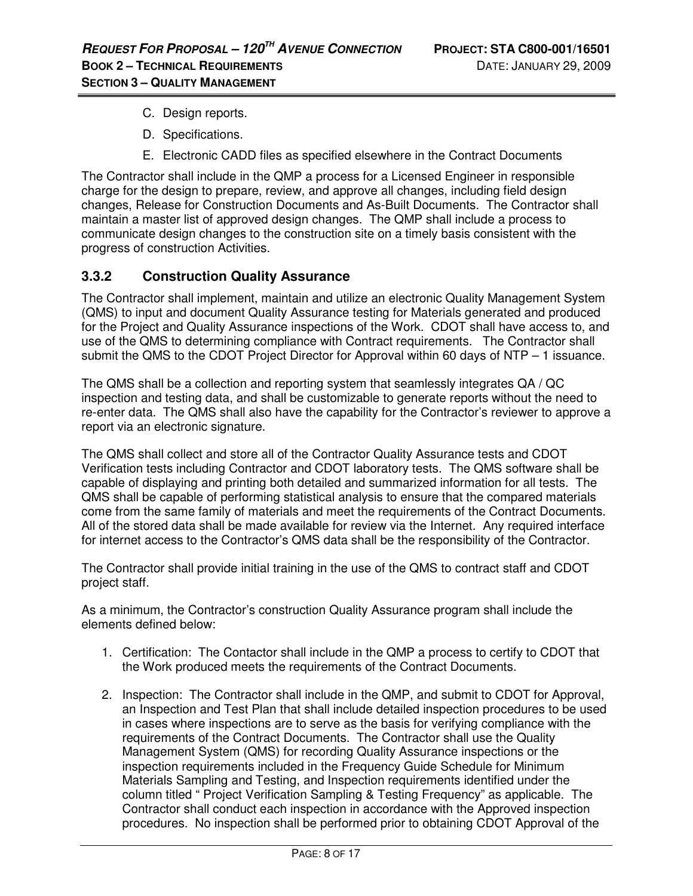C. Design reports.

D. Specifications.

E. Electronic CADD files as specified elsewhere in the Contract Documents

The Contractor shall include in the QMP a process for a Licensed Engineer in responsible charge for the design to prepare, review, and approve all changes, including field design changes, Release for Construction Documents and As-Built Documents. The Contractor shall maintain a master list of approved design changes. The QMP shall include a process to communicate design changes to the construction site on a timely basis consistent with the progress of construction Activities.

### 3.3.2 Construction Quality Assurance

The Contractor shall implement, maintain and utilize an electronic Quality Management System (QMS) to input and document Quality Assurance testing for Materials generated and produced for the Project and Quality Assurance inspections of the Work. CDOT shall have access to, and use of the QMS to determining compliance with Contract requirements. The Contractor shall submit the QMS to the CDOT Project Director for Approval within 60 days of NTP – 1 issuance.

The QMS shall be a collection and reporting system that seamlessly integrates QA / QC inspection and testing data, and shall be customizable to generate reports without the need to re-enter data. The QMS shall also have the capability for the Contractor's reviewer to approve a report via an electronic signature.

The QMS shall collect and store all of the Contractor Quality Assurance tests and CDOT Verification tests including Contractor and CDOT laboratory tests. The QMS software shall be capable of displaying and printing both detailed and summarized information for all tests. The QMS shall be capable of performing statistical analysis to ensure that the compared materials come from the same family of materials and meet the requirements of the Contract Documents. All of the stored data shall be made available for review via the Internet. Any required interface for internet access to the Contractor's QMS data shall be the responsibility of the Contractor.

The Contractor shall provide initial training in the use of the QMS to contract staff and CDOT project staff.

As a minimum, the Contractor's construction Quality Assurance program shall include the elements defined below:

1. Certification: The Contactor shall include in the QMP a process to certify to CDOT that the Work produced meets the requirements of the Contract Documents.

2. Inspection: The Contractor shall include in the QMP, and submit to CDOT for Approval, an Inspection and Test Plan that shall include detailed inspection procedures to be used in cases where inspections are to serve as the basis for verifying compliance with the requirements of the Contract Documents. The Contractor shall use the Quality Management System (QMS) for recording Quality Assurance inspections or the inspection requirements included in the Frequency Guide Schedule for Minimum Materials Sampling and Testing, and Inspection requirements identified under the column titled " Project Verification Sampling & Testing Frequency" as applicable. The Contractor shall conduct each inspection in accordance with the Approved inspection procedures. No inspection shall be performed prior to obtaining CDOT Approval of the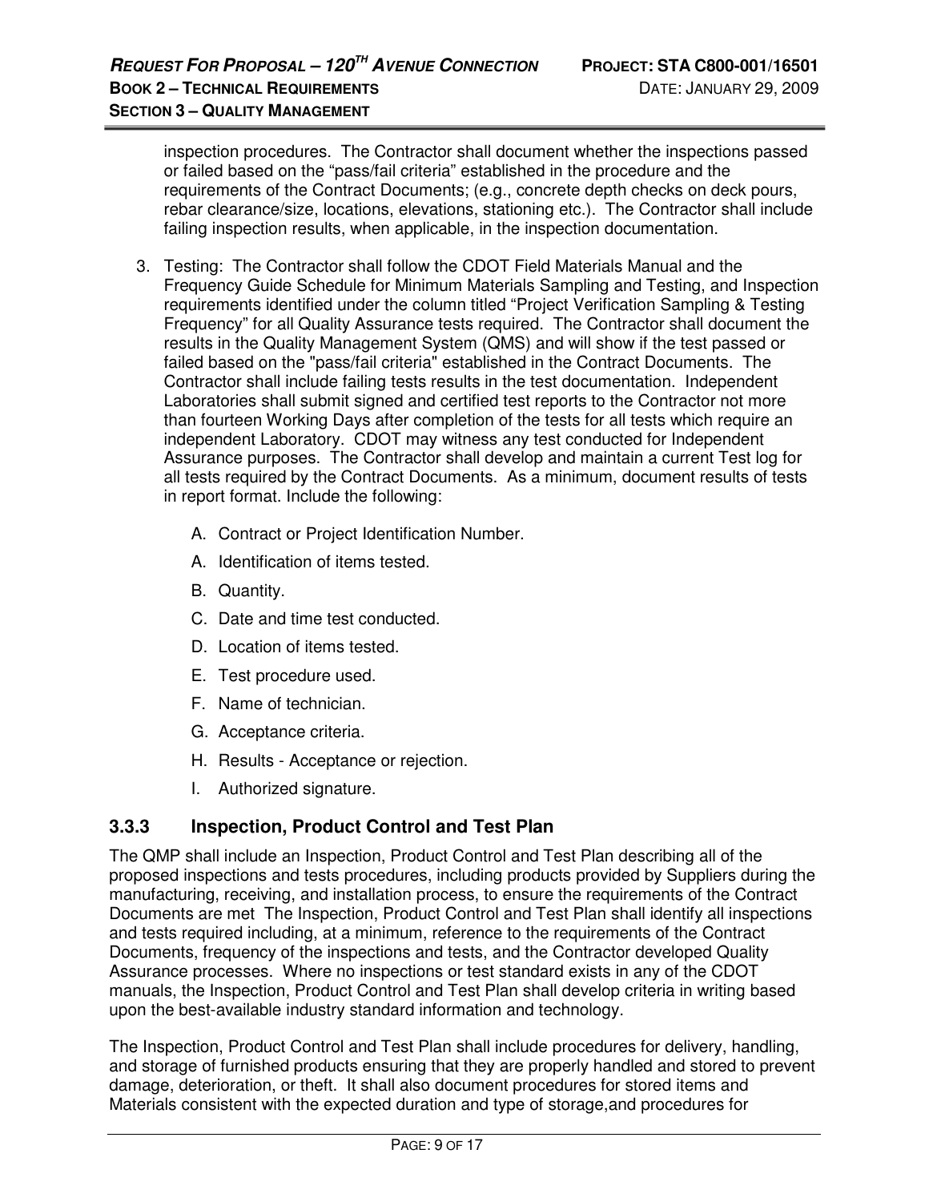inspection procedures. The Contractor shall document whether the inspections passed or failed based on the "pass/fail criteria" established in the procedure and the requirements of the Contract Documents; (e.g., concrete depth checks on deck pours, rebar clearance/size, locations, elevations, stationing etc.). The Contractor shall include failing inspection results, when applicable, in the inspection documentation.

3. Testing: The Contractor shall follow the CDOT Field Materials Manual and the Frequency Guide Schedule for Minimum Materials Sampling and Testing, and Inspection requirements identified under the column titled "Project Verification Sampling & Testing Frequency" for all Quality Assurance tests required. The Contractor shall document the results in the Quality Management System (QMS) and will show if the test passed or failed based on the "pass/fail criteria" established in the Contract Documents. The Contractor shall include failing tests results in the test documentation. Independent Laboratories shall submit signed and certified test reports to the Contractor not more than fourteen Working Days after completion of the tests for all tests which require an independent Laboratory. CDOT may witness any test conducted for Independent Assurance purposes. The Contractor shall develop and maintain a current Test log for all tests required by the Contract Documents. As a minimum, document results of tests in report format. Include the following:

   A. Contract or Project Identification Number.

   A. Identification of items tested.

   B. Quantity.

   C. Date and time test conducted.

   D. Location of items tested.

   E. Test procedure used.

   F. Name of technician.

   G. Acceptance criteria.

   H. Results - Acceptance or rejection.

   I. Authorized signature.

### 3.3.3 Inspection, Product Control and Test Plan

The QMP shall include an Inspection, Product Control and Test Plan describing all of the proposed inspections and tests procedures, including products provided by Suppliers during the manufacturing, receiving, and installation process, to ensure the requirements of the Contract Documents are met The Inspection, Product Control and Test Plan shall identify all inspections and tests required including, at a minimum, reference to the requirements of the Contract Documents, frequency of the inspections and tests, and the Contractor developed Quality Assurance processes. Where no inspections or test standard exists in any of the CDOT manuals, the Inspection, Product Control and Test Plan shall develop criteria in writing based upon the best-available industry standard information and technology.

The Inspection, Product Control and Test Plan shall include procedures for delivery, handling, and storage of furnished products ensuring that they are properly handled and stored to prevent damage, deterioration, or theft. It shall also document procedures for stored items and Materials consistent with the expected duration and type of storage,and procedures for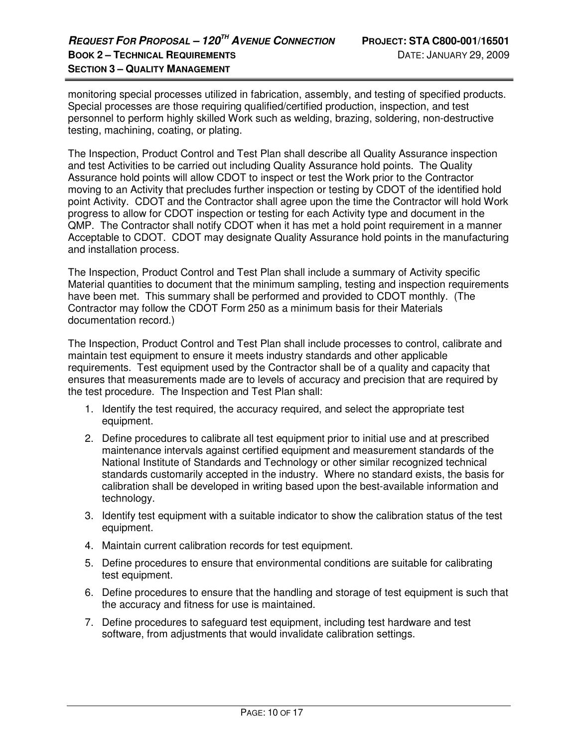monitoring special processes utilized in fabrication, assembly, and testing of specified products. Special processes are those requiring qualified/certified production, inspection, and test personnel to perform highly skilled Work such as welding, brazing, soldering, non-destructive testing, machining, coating, or plating.

The Inspection, Product Control and Test Plan shall describe all Quality Assurance inspection and test Activities to be carried out including Quality Assurance hold points. The Quality Assurance hold points will allow CDOT to inspect or test the Work prior to the Contractor moving to an Activity that precludes further inspection or testing by CDOT of the identified hold point Activity. CDOT and the Contractor shall agree upon the time the Contractor will hold Work progress to allow for CDOT inspection or testing for each Activity type and document in the QMP. The Contractor shall notify CDOT when it has met a hold point requirement in a manner Acceptable to CDOT. CDOT may designate Quality Assurance hold points in the manufacturing and installation process.

The Inspection, Product Control and Test Plan shall include a summary of Activity specific Material quantities to document that the minimum sampling, testing and inspection requirements have been met. This summary shall be performed and provided to CDOT monthly. (The Contractor may follow the CDOT Form 250 as a minimum basis for their Materials documentation record.)

The Inspection, Product Control and Test Plan shall include processes to control, calibrate and maintain test equipment to ensure it meets industry standards and other applicable requirements. Test equipment used by the Contractor shall be of a quality and capacity that ensures that measurements made are to levels of accuracy and precision that are required by the test procedure. The Inspection and Test Plan shall:

1. Identify the test required, the accuracy required, and select the appropriate test equipment.
2. Define procedures to calibrate all test equipment prior to initial use and at prescribed maintenance intervals against certified equipment and measurement standards of the National Institute of Standards and Technology or other similar recognized technical standards customarily accepted in the industry. Where no standard exists, the basis for calibration shall be developed in writing based upon the best-available information and technology.
3. Identify test equipment with a suitable indicator to show the calibration status of the test equipment.
4. Maintain current calibration records for test equipment.
5. Define procedures to ensure that environmental conditions are suitable for calibrating test equipment.
6. Define procedures to ensure that the handling and storage of test equipment is such that the accuracy and fitness for use is maintained.
7. Define procedures to safeguard test equipment, including test hardware and test software, from adjustments that would invalidate calibration settings.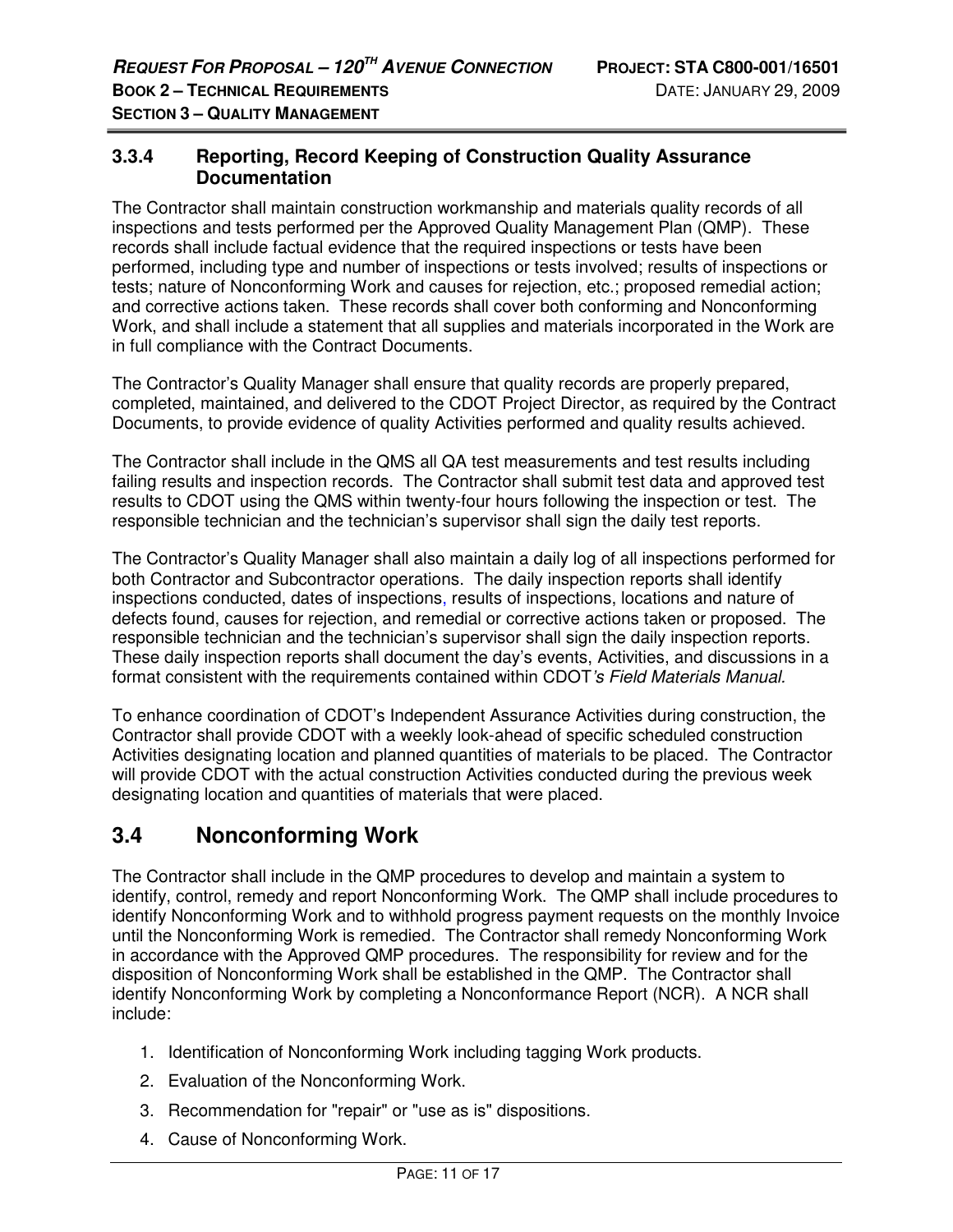### 3.3.4 Reporting, Record Keeping of Construction Quality Assurance Documentation

The Contractor shall maintain construction workmanship and materials quality records of all inspections and tests performed per the Approved Quality Management Plan (QMP). These records shall include factual evidence that the required inspections or tests have been performed, including type and number of inspections or tests involved; results of inspections or tests; nature of Nonconforming Work and causes for rejection, etc.; proposed remedial action; and corrective actions taken. These records shall cover both conforming and Nonconforming Work, and shall include a statement that all supplies and materials incorporated in the Work are in full compliance with the Contract Documents.

The Contractor's Quality Manager shall ensure that quality records are properly prepared, completed, maintained, and delivered to the CDOT Project Director, as required by the Contract Documents, to provide evidence of quality Activities performed and quality results achieved.

The Contractor shall include in the QMS all QA test measurements and test results including failing results and inspection records. The Contractor shall submit test data and approved test results to CDOT using the QMS within twenty-four hours following the inspection or test. The responsible technician and the technician's supervisor shall sign the daily test reports.

The Contractor's Quality Manager shall also maintain a daily log of all inspections performed for both Contractor and Subcontractor operations. The daily inspection reports shall identify inspections conducted, dates of inspections, results of inspections, locations and nature of defects found, causes for rejection, and remedial or corrective actions taken or proposed. The responsible technician and the technician's supervisor shall sign the daily inspection reports. These daily inspection reports shall document the day's events, Activities, and discussions in a format consistent with the requirements contained within CDOT*'s Field Materials Manual*.

To enhance coordination of CDOT's Independent Assurance Activities during construction, the Contractor shall provide CDOT with a weekly look-ahead of specific scheduled construction Activities designating location and planned quantities of materials to be placed. The Contractor will provide CDOT with the actual construction Activities conducted during the previous week designating location and quantities of materials that were placed.

## 3.4 Nonconforming Work

The Contractor shall include in the QMP procedures to develop and maintain a system to identify, control, remedy and report Nonconforming Work. The QMP shall include procedures to identify Nonconforming Work and to withhold progress payment requests on the monthly Invoice until the Nonconforming Work is remedied. The Contractor shall remedy Nonconforming Work in accordance with the Approved QMP procedures. The responsibility for review and for the disposition of Nonconforming Work shall be established in the QMP. The Contractor shall identify Nonconforming Work by completing a Nonconformance Report (NCR). A NCR shall include:

1. Identification of Nonconforming Work including tagging Work products.
2. Evaluation of the Nonconforming Work.
3. Recommendation for "repair" or "use as is" dispositions.
4. Cause of Nonconforming Work.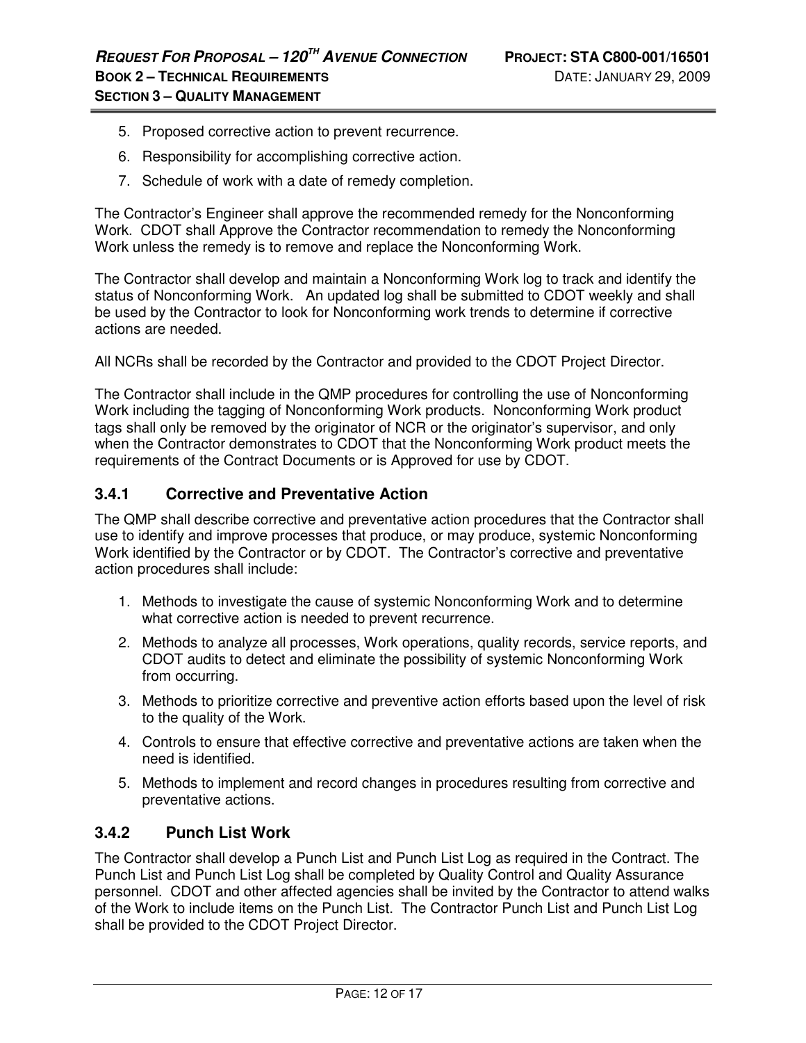5. Proposed corrective action to prevent recurrence.
6. Responsibility for accomplishing corrective action.
7. Schedule of work with a date of remedy completion.

The Contractor's Engineer shall approve the recommended remedy for the Nonconforming Work. CDOT shall Approve the Contractor recommendation to remedy the Nonconforming Work unless the remedy is to remove and replace the Nonconforming Work.

The Contractor shall develop and maintain a Nonconforming Work log to track and identify the status of Nonconforming Work. An updated log shall be submitted to CDOT weekly and shall be used by the Contractor to look for Nonconforming work trends to determine if corrective actions are needed.

All NCRs shall be recorded by the Contractor and provided to the CDOT Project Director.

The Contractor shall include in the QMP procedures for controlling the use of Nonconforming Work including the tagging of Nonconforming Work products. Nonconforming Work product tags shall only be removed by the originator of NCR or the originator's supervisor, and only when the Contractor demonstrates to CDOT that the Nonconforming Work product meets the requirements of the Contract Documents or is Approved for use by CDOT.

### 3.4.1 Corrective and Preventative Action

The QMP shall describe corrective and preventative action procedures that the Contractor shall use to identify and improve processes that produce, or may produce, systemic Nonconforming Work identified by the Contractor or by CDOT. The Contractor's corrective and preventative action procedures shall include:

1. Methods to investigate the cause of systemic Nonconforming Work and to determine what corrective action is needed to prevent recurrence.
2. Methods to analyze all processes, Work operations, quality records, service reports, and CDOT audits to detect and eliminate the possibility of systemic Nonconforming Work from occurring.
3. Methods to prioritize corrective and preventive action efforts based upon the level of risk to the quality of the Work.
4. Controls to ensure that effective corrective and preventative actions are taken when the need is identified.
5. Methods to implement and record changes in procedures resulting from corrective and preventative actions.

### 3.4.2 Punch List Work

The Contractor shall develop a Punch List and Punch List Log as required in the Contract. The Punch List and Punch List Log shall be completed by Quality Control and Quality Assurance personnel. CDOT and other affected agencies shall be invited by the Contractor to attend walks of the Work to include items on the Punch List. The Contractor Punch List and Punch List Log shall be provided to the CDOT Project Director.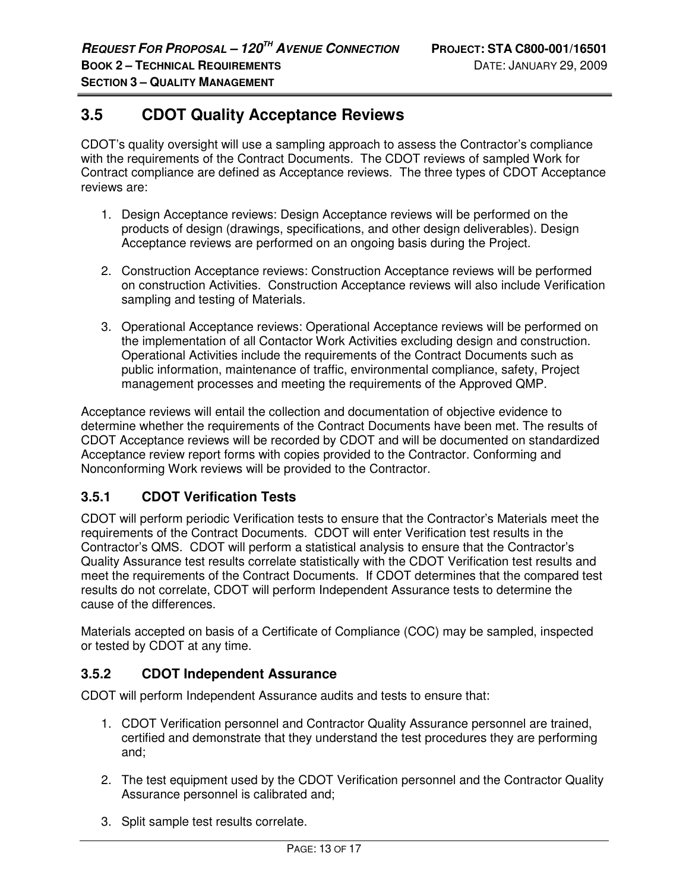## 3.5 CDOT Quality Acceptance Reviews

CDOT's quality oversight will use a sampling approach to assess the Contractor's compliance with the requirements of the Contract Documents. The CDOT reviews of sampled Work for Contract compliance are defined as Acceptance reviews. The three types of CDOT Acceptance reviews are:

1. Design Acceptance reviews: Design Acceptance reviews will be performed on the products of design (drawings, specifications, and other design deliverables). Design Acceptance reviews are performed on an ongoing basis during the Project.

2. Construction Acceptance reviews: Construction Acceptance reviews will be performed on construction Activities. Construction Acceptance reviews will also include Verification sampling and testing of Materials.

3. Operational Acceptance reviews: Operational Acceptance reviews will be performed on the implementation of all Contactor Work Activities excluding design and construction. Operational Activities include the requirements of the Contract Documents such as public information, maintenance of traffic, environmental compliance, safety, Project management processes and meeting the requirements of the Approved QMP.

Acceptance reviews will entail the collection and documentation of objective evidence to determine whether the requirements of the Contract Documents have been met. The results of CDOT Acceptance reviews will be recorded by CDOT and will be documented on standardized Acceptance review report forms with copies provided to the Contractor. Conforming and Nonconforming Work reviews will be provided to the Contractor.

### 3.5.1 CDOT Verification Tests

CDOT will perform periodic Verification tests to ensure that the Contractor's Materials meet the requirements of the Contract Documents. CDOT will enter Verification test results in the Contractor's QMS. CDOT will perform a statistical analysis to ensure that the Contractor's Quality Assurance test results correlate statistically with the CDOT Verification test results and meet the requirements of the Contract Documents. If CDOT determines that the compared test results do not correlate, CDOT will perform Independent Assurance tests to determine the cause of the differences.

Materials accepted on basis of a Certificate of Compliance (COC) may be sampled, inspected or tested by CDOT at any time.

### 3.5.2 CDOT Independent Assurance

CDOT will perform Independent Assurance audits and tests to ensure that:

1. CDOT Verification personnel and Contractor Quality Assurance personnel are trained, certified and demonstrate that they understand the test procedures they are performing and;

2. The test equipment used by the CDOT Verification personnel and the Contractor Quality Assurance personnel is calibrated and;

3. Split sample test results correlate.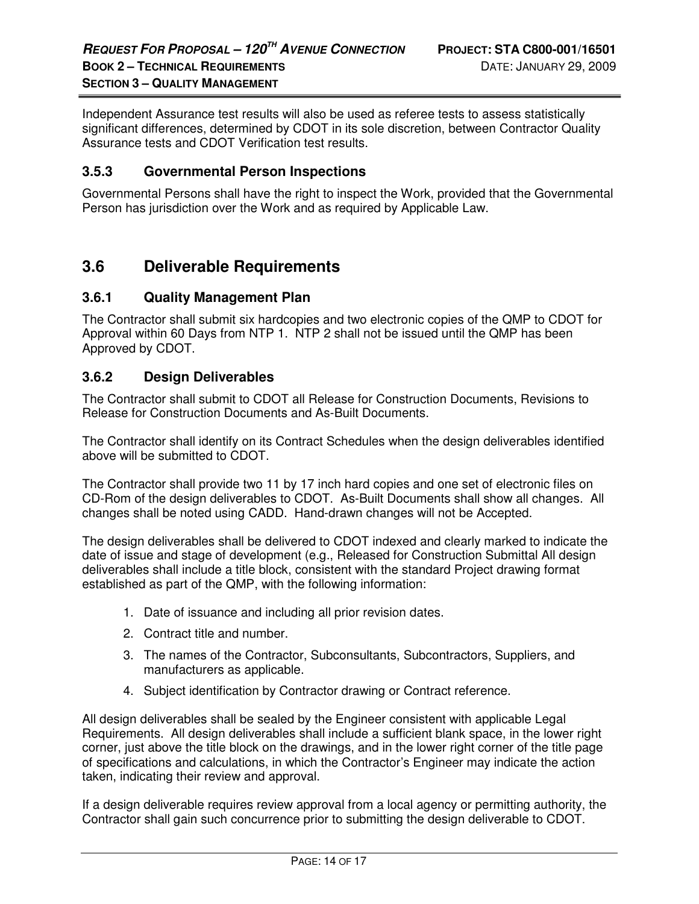Independent Assurance test results will also be used as referee tests to assess statistically significant differences, determined by CDOT in its sole discretion, between Contractor Quality Assurance tests and CDOT Verification test results.

### 3.5.3 Governmental Person Inspections

Governmental Persons shall have the right to inspect the Work, provided that the Governmental Person has jurisdiction over the Work and as required by Applicable Law.

## 3.6 Deliverable Requirements

### 3.6.1 Quality Management Plan

The Contractor shall submit six hardcopies and two electronic copies of the QMP to CDOT for Approval within 60 Days from NTP 1. NTP 2 shall not be issued until the QMP has been Approved by CDOT.

### 3.6.2 Design Deliverables

The Contractor shall submit to CDOT all Release for Construction Documents, Revisions to Release for Construction Documents and As-Built Documents.

The Contractor shall identify on its Contract Schedules when the design deliverables identified above will be submitted to CDOT.

The Contractor shall provide two 11 by 17 inch hard copies and one set of electronic files on CD-Rom of the design deliverables to CDOT. As-Built Documents shall show all changes. All changes shall be noted using CADD. Hand-drawn changes will not be Accepted.

The design deliverables shall be delivered to CDOT indexed and clearly marked to indicate the date of issue and stage of development (e.g., Released for Construction Submittal All design deliverables shall include a title block, consistent with the standard Project drawing format established as part of the QMP, with the following information:

1. Date of issuance and including all prior revision dates.
2. Contract title and number.
3. The names of the Contractor, Subconsultants, Subcontractors, Suppliers, and manufacturers as applicable.
4. Subject identification by Contractor drawing or Contract reference.

All design deliverables shall be sealed by the Engineer consistent with applicable Legal Requirements. All design deliverables shall include a sufficient blank space, in the lower right corner, just above the title block on the drawings, and in the lower right corner of the title page of specifications and calculations, in which the Contractor's Engineer may indicate the action taken, indicating their review and approval.

If a design deliverable requires review approval from a local agency or permitting authority, the Contractor shall gain such concurrence prior to submitting the design deliverable to CDOT.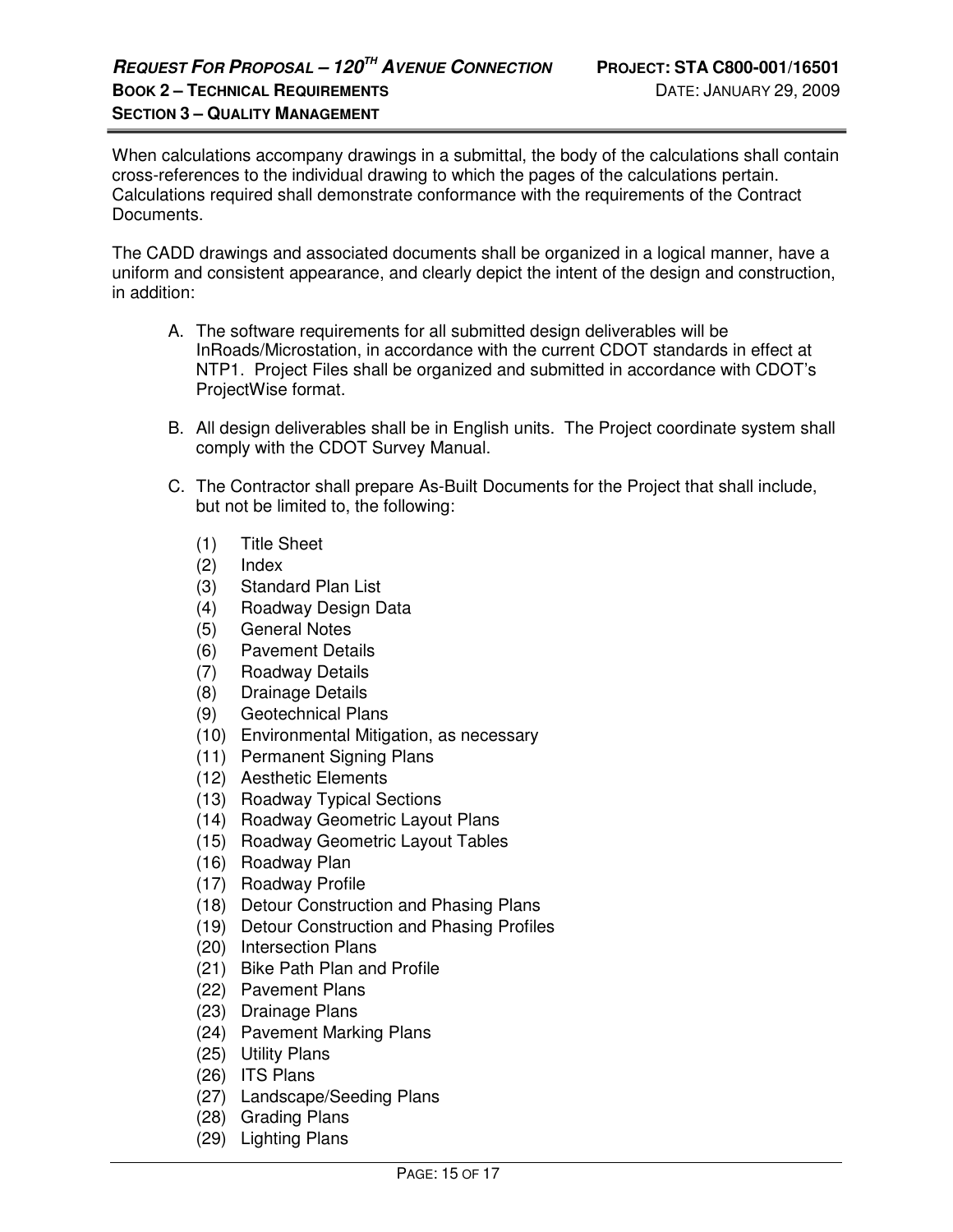When calculations accompany drawings in a submittal, the body of the calculations shall contain cross-references to the individual drawing to which the pages of the calculations pertain. Calculations required shall demonstrate conformance with the requirements of the Contract Documents.

The CADD drawings and associated documents shall be organized in a logical manner, have a uniform and consistent appearance, and clearly depict the intent of the design and construction, in addition:

A. The software requirements for all submitted design deliverables will be InRoads/Microstation, in accordance with the current CDOT standards in effect at NTP1. Project Files shall be organized and submitted in accordance with CDOT's ProjectWise format.

B. All design deliverables shall be in English units. The Project coordinate system shall comply with the CDOT Survey Manual.

C. The Contractor shall prepare As-Built Documents for the Project that shall include, but not be limited to, the following:

   (1) Title Sheet
   (2) Index
   (3) Standard Plan List
   (4) Roadway Design Data
   (5) General Notes
   (6) Pavement Details
   (7) Roadway Details
   (8) Drainage Details
   (9) Geotechnical Plans
   (10) Environmental Mitigation, as necessary
   (11) Permanent Signing Plans
   (12) Aesthetic Elements
   (13) Roadway Typical Sections
   (14) Roadway Geometric Layout Plans
   (15) Roadway Geometric Layout Tables
   (16) Roadway Plan
   (17) Roadway Profile
   (18) Detour Construction and Phasing Plans
   (19) Detour Construction and Phasing Profiles
   (20) Intersection Plans
   (21) Bike Path Plan and Profile
   (22) Pavement Plans
   (23) Drainage Plans
   (24) Pavement Marking Plans
   (25) Utility Plans
   (26) ITS Plans
   (27) Landscape/Seeding Plans
   (28) Grading Plans
   (29) Lighting Plans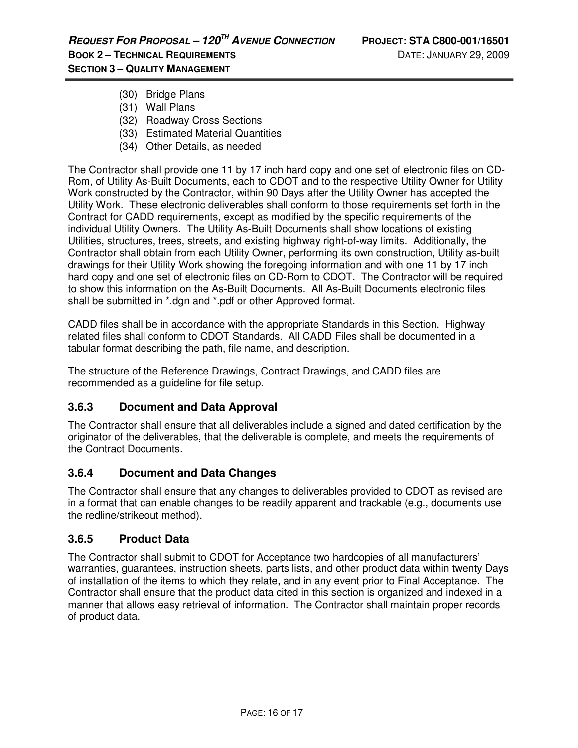(30) Bridge Plans
(31) Wall Plans
(32) Roadway Cross Sections
(33) Estimated Material Quantities
(34) Other Details, as needed

The Contractor shall provide one 11 by 17 inch hard copy and one set of electronic files on CD-Rom, of Utility As-Built Documents, each to CDOT and to the respective Utility Owner for Utility Work constructed by the Contractor, within 90 Days after the Utility Owner has accepted the Utility Work. These electronic deliverables shall conform to those requirements set forth in the Contract for CADD requirements, except as modified by the specific requirements of the individual Utility Owners. The Utility As-Built Documents shall show locations of existing Utilities, structures, trees, streets, and existing highway right-of-way limits. Additionally, the Contractor shall obtain from each Utility Owner, performing its own construction, Utility as-built drawings for their Utility Work showing the foregoing information and with one 11 by 17 inch hard copy and one set of electronic files on CD-Rom to CDOT. The Contractor will be required to show this information on the As-Built Documents. All As-Built Documents electronic files shall be submitted in *.dgn and *.pdf or other Approved format.

CADD files shall be in accordance with the appropriate Standards in this Section. Highway related files shall conform to CDOT Standards. All CADD Files shall be documented in a tabular format describing the path, file name, and description.

The structure of the Reference Drawings, Contract Drawings, and CADD files are recommended as a guideline for file setup.

### 3.6.3 Document and Data Approval

The Contractor shall ensure that all deliverables include a signed and dated certification by the originator of the deliverables, that the deliverable is complete, and meets the requirements of the Contract Documents.

### 3.6.4 Document and Data Changes

The Contractor shall ensure that any changes to deliverables provided to CDOT as revised are in a format that can enable changes to be readily apparent and trackable (e.g., documents use the redline/strikeout method).

### 3.6.5 Product Data

The Contractor shall submit to CDOT for Acceptance two hardcopies of all manufacturers' warranties, guarantees, instruction sheets, parts lists, and other product data within twenty Days of installation of the items to which they relate, and in any event prior to Final Acceptance. The Contractor shall ensure that the product data cited in this section is organized and indexed in a manner that allows easy retrieval of information. The Contractor shall maintain proper records of product data.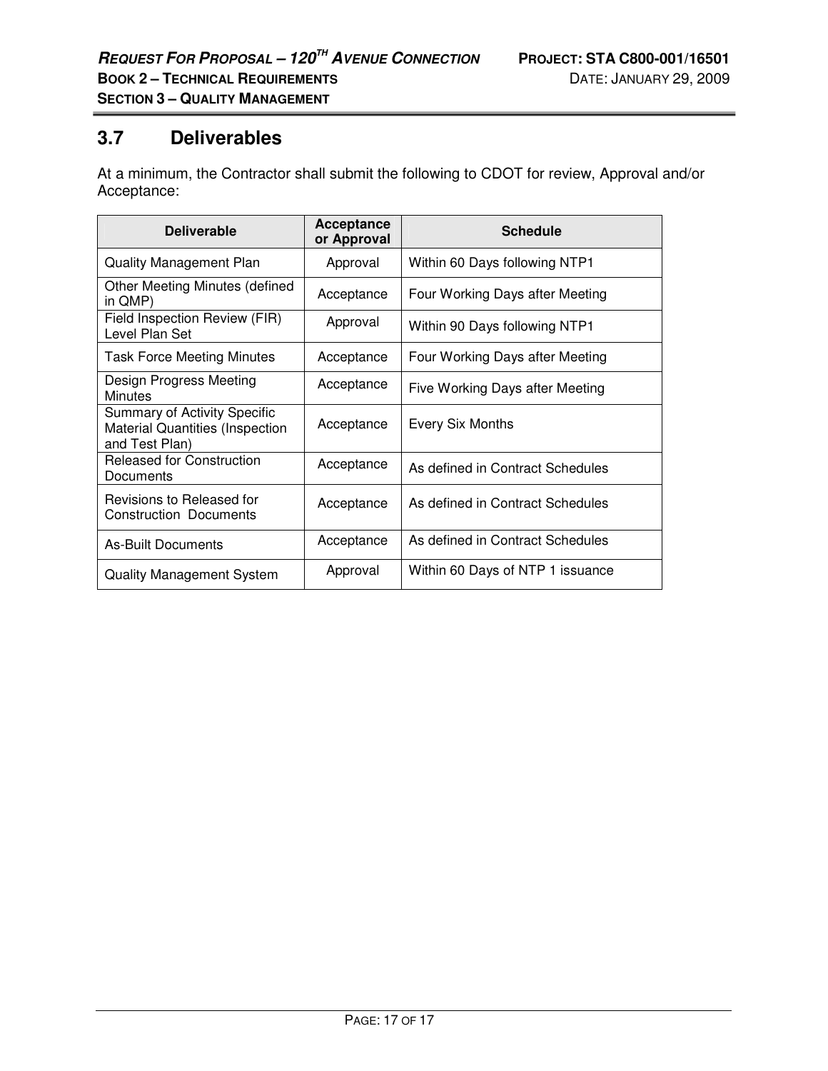## 3.7 Deliverables

At a minimum, the Contractor shall submit the following to CDOT for review, Approval and/or Acceptance:

| Deliverable | Acceptance or Approval | Schedule |
| --- | --- | --- |
| Quality Management Plan | Approval | Within 60 Days following NTP1 |
| Other Meeting Minutes (defined in QMP) | Acceptance | Four Working Days after Meeting |
| Field Inspection Review (FIR) Level Plan Set | Approval | Within 90 Days following NTP1 |
| Task Force Meeting Minutes | Acceptance | Four Working Days after Meeting |
| Design Progress Meeting Minutes | Acceptance | Five Working Days after Meeting |
| Summary of Activity Specific Material Quantities (Inspection and Test Plan) | Acceptance | Every Six Months |
| Released for Construction Documents | Acceptance | As defined in Contract Schedules |
| Revisions to Released for Construction Documents | Acceptance | As defined in Contract Schedules |
| As-Built Documents | Acceptance | As defined in Contract Schedules |
| Quality Management System | Approval | Within 60 Days of NTP 1 issuance |